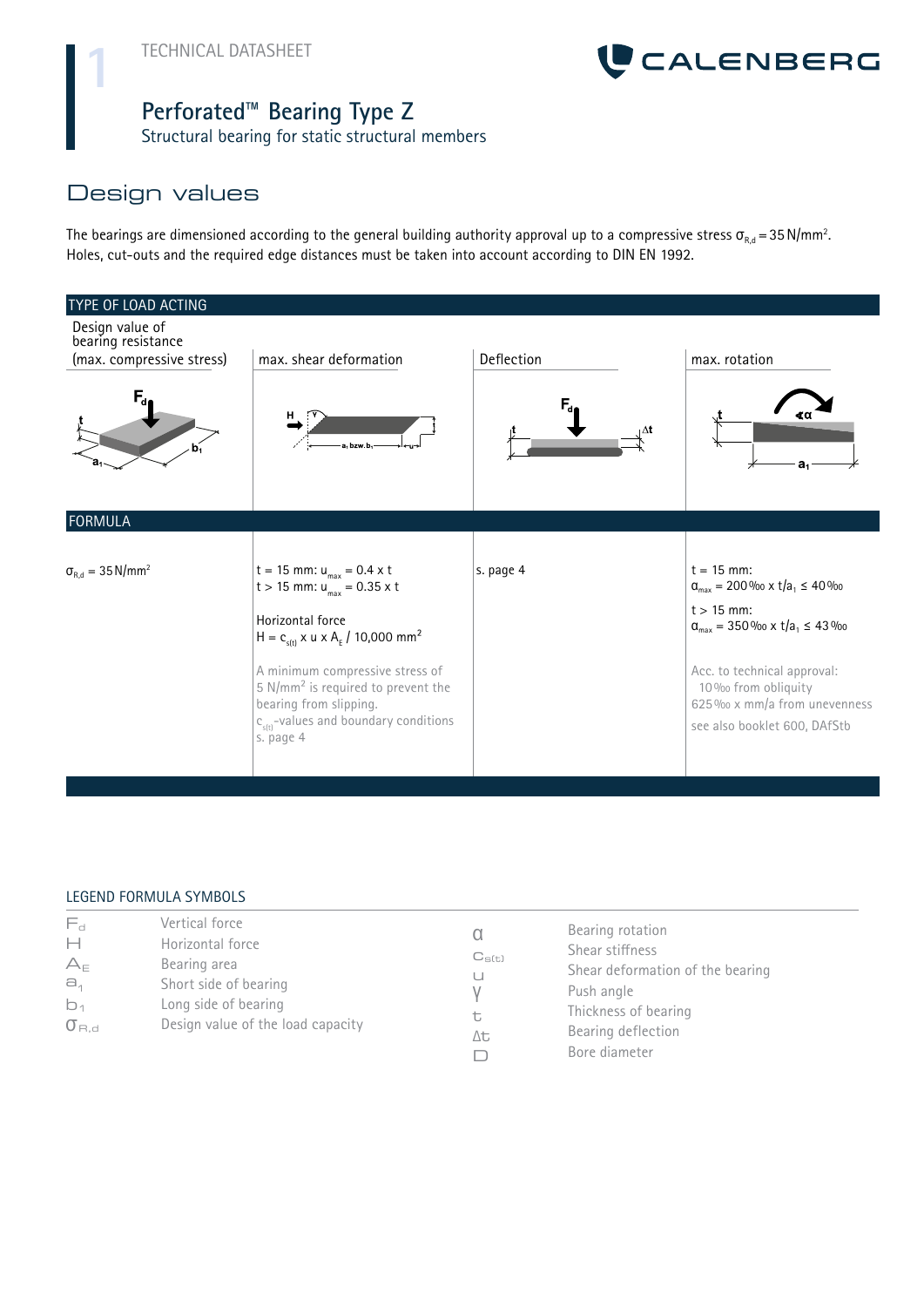TECHNICAL DATASHEET

# Perforated™ Bearing Type Z

Structural bearing for static structural members

## Design values

The bearings are dimensioned according to the general building authority approval up to a compressive stress $\sigma_{R,d} = 35\,N/mm^2$. Holes, cut-outs and the required edge distances must be taken into account according to DIN EN 1992.

| TYPE OF LOAD ACTING | | | |
|---|---|---|---|
| Design value of bearing resistance (max. compressive stress) | max. shear deformation | Deflection | max. rotation |
| **FORMULA** | | | |
| $\sigma_{R,d} = 35\,N/mm^2$ | $t = 15$ mm: $u_{max} = 0.4 \times t$<br>$t > 15$ mm: $u_{max} = 0.35 \times t$<br><br>Horizontal force<br>$H = c_{s(t)} \times u \times A_E / 10{,}000\ mm^2$<br><br>A minimum compressive stress of 5 $N/mm^2$ is required to prevent the bearing from slipping.<br>$c_{s(t)}$-values and boundary conditions s. page 4 | s. page 4 | $t = 15$ mm:<br>$\alpha_{max} = 200\,‰ \times t/a_1 \leq 40\,‰$<br><br>$t > 15$ mm:<br>$\alpha_{max} = 350\,‰ \times t/a_1 \leq 43\,‰$<br><br>Acc. to technical approval:<br>10 ‰ from obliquity<br>625 ‰ x mm/a from unevenness<br><br>see also booklet 600, DAfStb |

### LEGEND FORMULA SYMBOLS

| Symbol | Description | Symbol | Description |
|---|---|---|---|
| $F_d$ | Vertical force | $\alpha$ | Bearing rotation |
| $H$ | Horizontal force | $c_{s(t)}$ | Shear stiffness |
| $A_E$ | Bearing area | $u$ | Shear deformation of the bearing |
| $a_1$ | Short side of bearing | $\gamma$ | Push angle |
| $b_1$ | Long side of bearing | $t$ | Thickness of bearing |
| $\sigma_{R,d}$ | Design value of the load capacity | $\Delta t$ | Bearing deflection |
| | | $D$ | Bore diameter |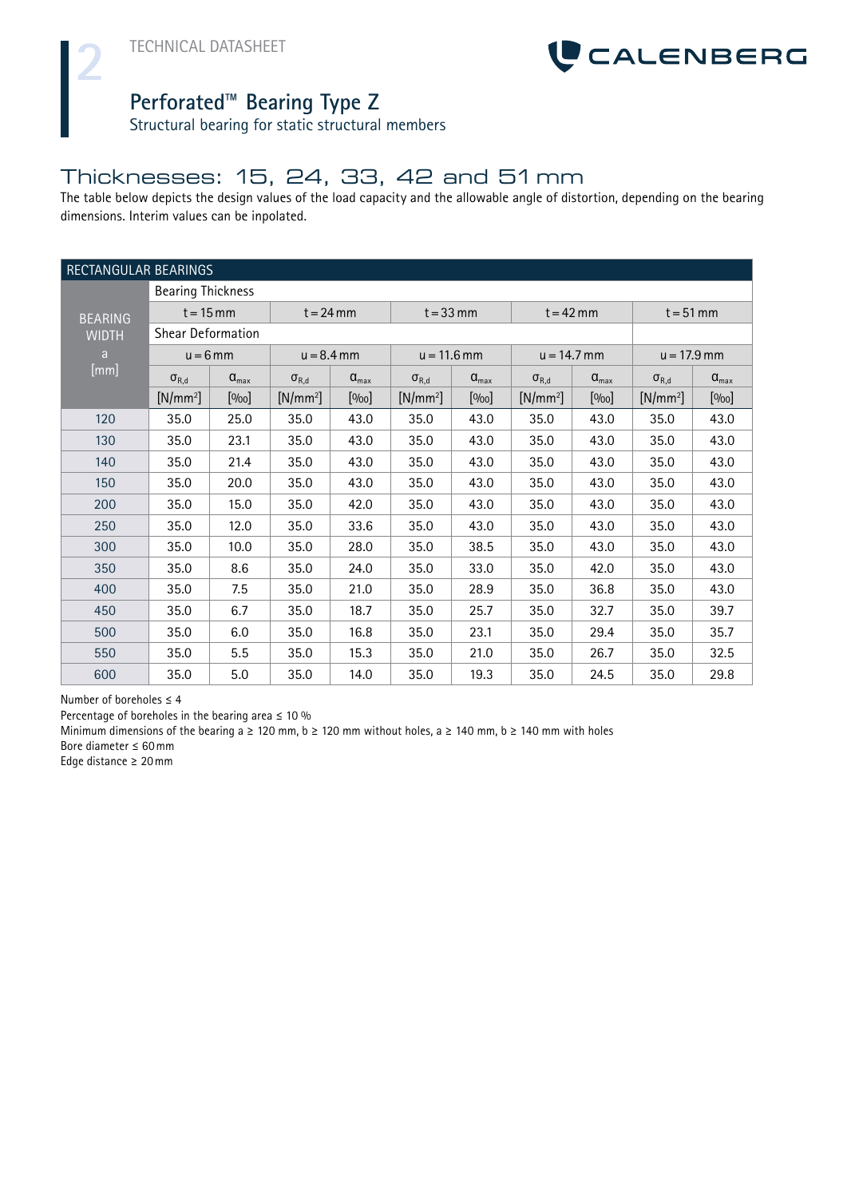# Perforated™ Bearing Type Z

Structural bearing for static structural members

## Thicknesses: 15, 24, 33, 42 and 51 mm

The table below depicts the design values of the load capacity and the allowable angle of distortion, depending on the bearing dimensions. Interim values can be inpolated.

| RECTANGULAR BEARINGS | | | | | | | | | | |
|---|---|---|---|---|---|---|---|---|---|---|
| BEARING WIDTH a [mm] | Bearing Thickness | | | | | | | | | |
| | t = 15 mm | | t = 24 mm | | t = 33 mm | | t = 42 mm | | t = 51 mm | |
| | Shear Deformation | | | | | | | | | |
| | u = 6 mm | | u = 8.4 mm | | u = 11.6 mm | | u = 14.7 mm | | u = 17.9 mm | |
| | $\sigma_{R,d}$ | $\alpha_{max}$ | $\sigma_{R,d}$ | $\alpha_{max}$ | $\sigma_{R,d}$ | $\alpha_{max}$ | $\sigma_{R,d}$ | $\alpha_{max}$ | $\sigma_{R,d}$ | $\alpha_{max}$ |
| | [N/mm²] | [‰] | [N/mm²] | [‰] | [N/mm²] | [‰] | [N/mm²] | [‰] | [N/mm²] | [‰] |
| 120 | 35.0 | 25.0 | 35.0 | 43.0 | 35.0 | 43.0 | 35.0 | 43.0 | 35.0 | 43.0 |
| 130 | 35.0 | 23.1 | 35.0 | 43.0 | 35.0 | 43.0 | 35.0 | 43.0 | 35.0 | 43.0 |
| 140 | 35.0 | 21.4 | 35.0 | 43.0 | 35.0 | 43.0 | 35.0 | 43.0 | 35.0 | 43.0 |
| 150 | 35.0 | 20.0 | 35.0 | 43.0 | 35.0 | 43.0 | 35.0 | 43.0 | 35.0 | 43.0 |
| 200 | 35.0 | 15.0 | 35.0 | 42.0 | 35.0 | 43.0 | 35.0 | 43.0 | 35.0 | 43.0 |
| 250 | 35.0 | 12.0 | 35.0 | 33.6 | 35.0 | 43.0 | 35.0 | 43.0 | 35.0 | 43.0 |
| 300 | 35.0 | 10.0 | 35.0 | 28.0 | 35.0 | 38.5 | 35.0 | 43.0 | 35.0 | 43.0 |
| 350 | 35.0 | 8.6 | 35.0 | 24.0 | 35.0 | 33.0 | 35.0 | 42.0 | 35.0 | 43.0 |
| 400 | 35.0 | 7.5 | 35.0 | 21.0 | 35.0 | 28.9 | 35.0 | 36.8 | 35.0 | 43.0 |
| 450 | 35.0 | 6.7 | 35.0 | 18.7 | 35.0 | 25.7 | 35.0 | 32.7 | 35.0 | 39.7 |
| 500 | 35.0 | 6.0 | 35.0 | 16.8 | 35.0 | 23.1 | 35.0 | 29.4 | 35.0 | 35.7 |
| 550 | 35.0 | 5.5 | 35.0 | 15.3 | 35.0 | 21.0 | 35.0 | 26.7 | 35.0 | 32.5 |
| 600 | 35.0 | 5.0 | 35.0 | 14.0 | 35.0 | 19.3 | 35.0 | 24.5 | 35.0 | 29.8 |

Number of boreholes ≤ 4

Percentage of boreholes in the bearing area ≤ 10 %

Minimum dimensions of the bearing a ≥ 120 mm, b ≥ 120 mm without holes, a ≥ 140 mm, b ≥ 140 mm with holes

Bore diameter ≤ 60 mm

Edge distance ≥ 20 mm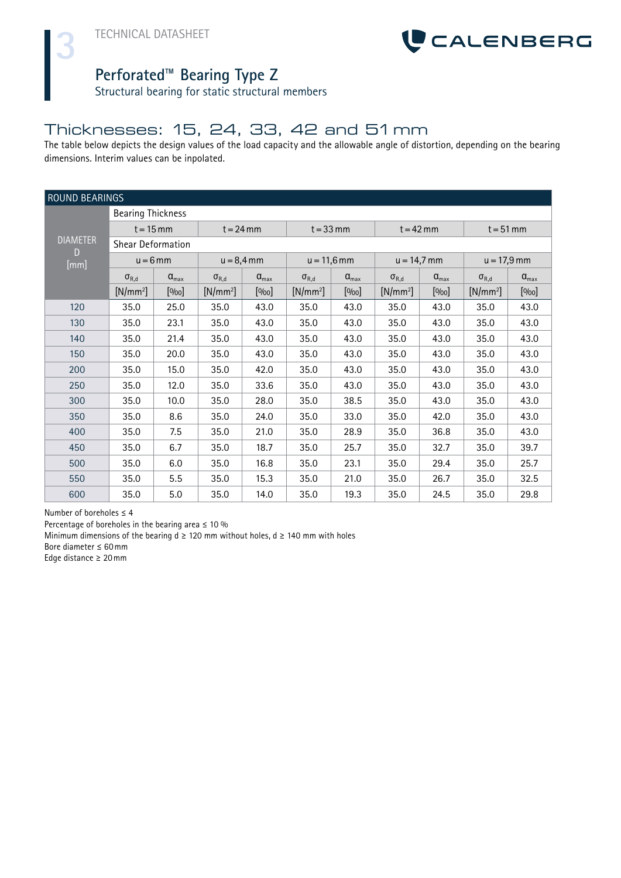TECHNICAL DATASHEET

# Perforated™ Bearing Type Z

Structural bearing for static structural members

## Thicknesses: 15, 24, 33, 42 and 51 mm

The table below depicts the design values of the load capacity and the allowable angle of distortion, depending on the bearing dimensions. Interim values can be inpolated.

| ROUND BEARINGS | | | | | | | | | | |
|---|---|---|---|---|---|---|---|---|---|---|
| DIAMETER D [mm] | Bearing Thickness | | | | | | | | | |
| | t = 15 mm | | t = 24 mm | | t = 33 mm | | t = 42 mm | | t = 51 mm | |
| | Shear Deformation | | | | | | | | | |
| | u = 6 mm | | u = 8,4 mm | | u = 11,6 mm | | u = 14,7 mm | | u = 17,9 mm | |
| | $\sigma_{R,d}$ | $\alpha_{max}$ | $\sigma_{R,d}$ | $\alpha_{max}$ | $\sigma_{R,d}$ | $\alpha_{max}$ | $\sigma_{R,d}$ | $\alpha_{max}$ | $\sigma_{R,d}$ | $\alpha_{max}$ |
| | [N/mm²] | [‰] | [N/mm²] | [‰] | [N/mm²] | [‰] | [N/mm²] | [‰] | [N/mm²] | [‰] |
| 120 | 35.0 | 25.0 | 35.0 | 43.0 | 35.0 | 43.0 | 35.0 | 43.0 | 35.0 | 43.0 |
| 130 | 35.0 | 23.1 | 35.0 | 43.0 | 35.0 | 43.0 | 35.0 | 43.0 | 35.0 | 43.0 |
| 140 | 35.0 | 21.4 | 35.0 | 43.0 | 35.0 | 43.0 | 35.0 | 43.0 | 35.0 | 43.0 |
| 150 | 35.0 | 20.0 | 35.0 | 43.0 | 35.0 | 43.0 | 35.0 | 43.0 | 35.0 | 43.0 |
| 200 | 35.0 | 15.0 | 35.0 | 42.0 | 35.0 | 43.0 | 35.0 | 43.0 | 35.0 | 43.0 |
| 250 | 35.0 | 12.0 | 35.0 | 33.6 | 35.0 | 43.0 | 35.0 | 43.0 | 35.0 | 43.0 |
| 300 | 35.0 | 10.0 | 35.0 | 28.0 | 35.0 | 38.5 | 35.0 | 43.0 | 35.0 | 43.0 |
| 350 | 35.0 | 8.6 | 35.0 | 24.0 | 35.0 | 33.0 | 35.0 | 42.0 | 35.0 | 43.0 |
| 400 | 35.0 | 7.5 | 35.0 | 21.0 | 35.0 | 28.9 | 35.0 | 36.8 | 35.0 | 43.0 |
| 450 | 35.0 | 6.7 | 35.0 | 18.7 | 35.0 | 25.7 | 35.0 | 32.7 | 35.0 | 39.7 |
| 500 | 35.0 | 6.0 | 35.0 | 16.8 | 35.0 | 23.1 | 35.0 | 29.4 | 35.0 | 25.7 |
| 550 | 35.0 | 5.5 | 35.0 | 15.3 | 35.0 | 21.0 | 35.0 | 26.7 | 35.0 | 32.5 |
| 600 | 35.0 | 5.0 | 35.0 | 14.0 | 35.0 | 19.3 | 35.0 | 24.5 | 35.0 | 29.8 |

Number of boreholes ≤ 4

Percentage of boreholes in the bearing area ≤ 10 %

Minimum dimensions of the bearing d ≥ 120 mm without holes, d ≥ 140 mm with holes

Bore diameter ≤ 60 mm

Edge distance ≥ 20 mm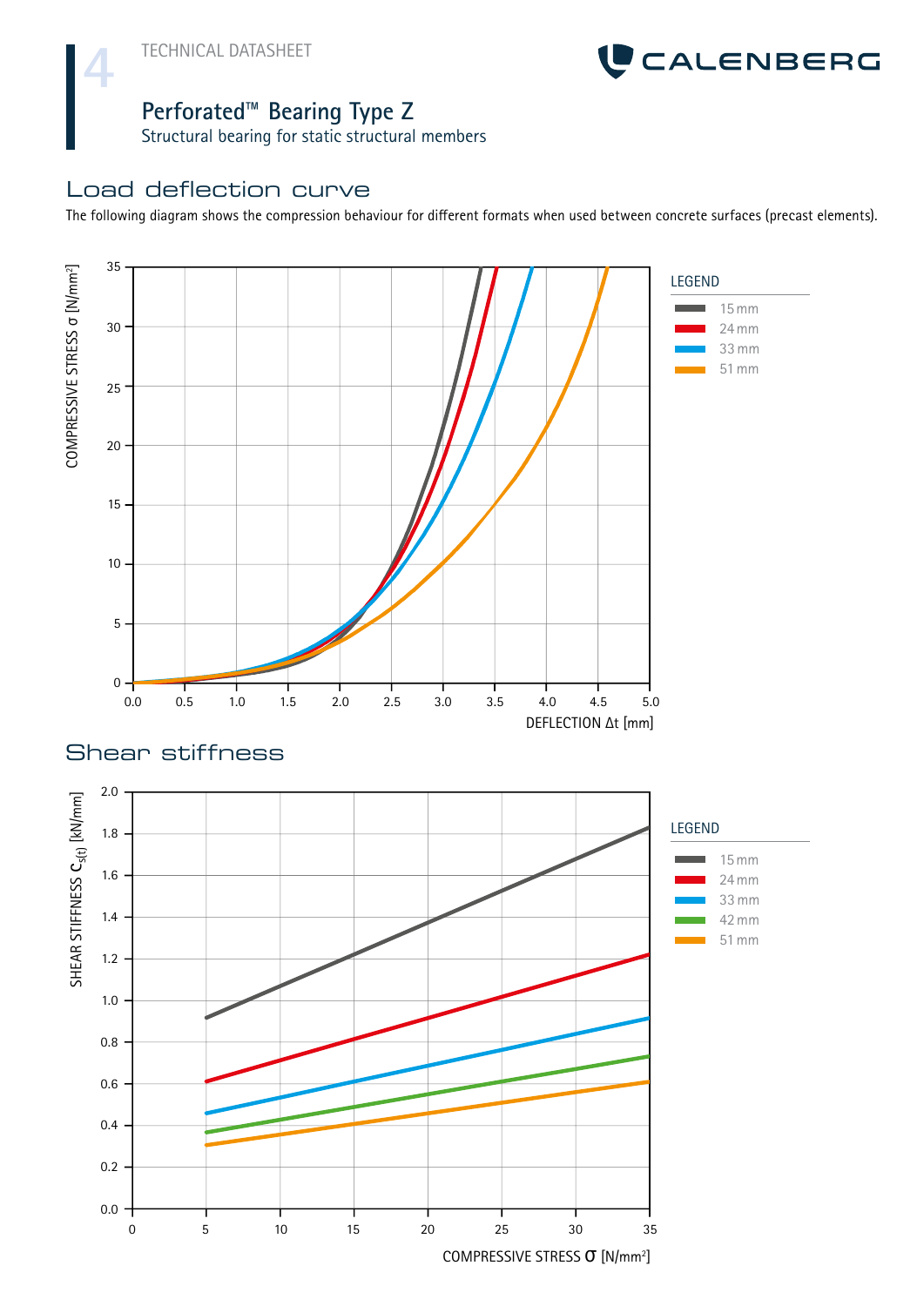TECHNICAL DATASHEET

# Perforated™ Bearing Type Z

Structural bearing for static structural members

## Load deflection curve

The following diagram shows the compression behaviour for different formats when used between concrete surfaces (precast elements).

COMPRESSIVE STRESS σ [N/mm²]

DEFLECTION Δt [mm]

LEGEND

- 15 mm
- 24 mm
- 33 mm
- 51 mm

## Shear stiffness

SHEAR STIFFNESS $C_{s(t)}$ [kN/mm]

COMPRESSIVE STRESS σ [N/mm²]

LEGEND

- 15 mm
- 24 mm
- 33 mm
- 42 mm
- 51 mm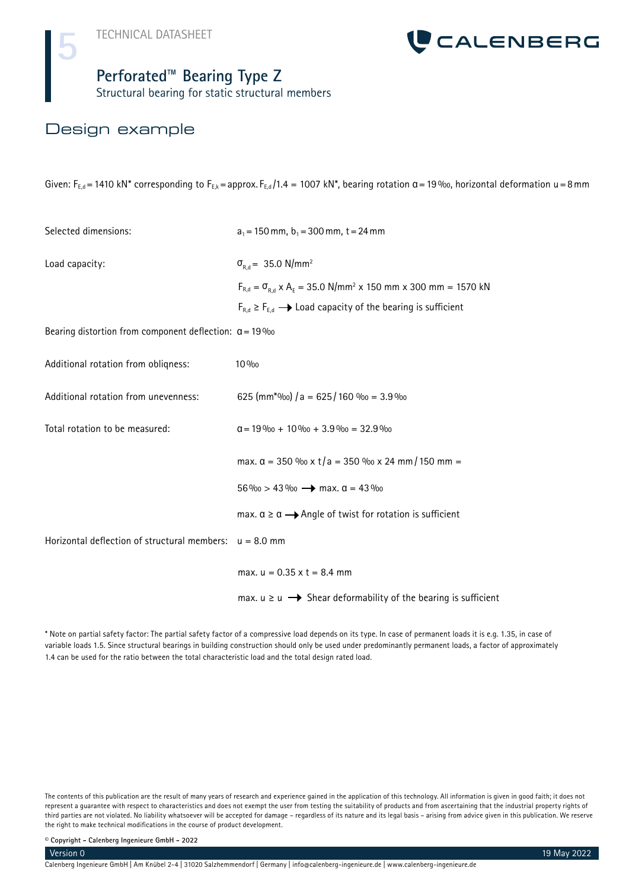# Perforated™ Bearing Type Z

Structural bearing for static structural members

## Design example

Given: $F_{E,d}$ = 1410 kN* corresponding to $F_{E,k}$ = approx. $F_{E,d}$/1.4 = 1007 kN*, bearing rotation $\alpha$ = 19 ‰, horizontal deformation u = 8 mm

| | |
|---|---|
| Selected dimensions: | $a_1$ = 150 mm, $b_1$ = 300 mm, t = 24 mm |
| Load capacity: | $\sigma_{R,d}$ = 35.0 N/mm² |
| | $F_{R,d} = \sigma_{R,d} \times A_E$ = 35.0 N/mm² x 150 mm x 300 mm = 1570 kN |
| | $F_{R,d} \geq F_{E,d}$ → Load capacity of the bearing is sufficient |
| Bearing distortion from component deflection: | $\alpha$ = 19 ‰ |
| Additional rotation from obliqness: | 10 ‰ |
| Additional rotation from unevenness: | 625 (mm*‰) / a = 625 / 160 ‰ = 3.9 ‰ |
| Total rotation to be measured: | $\alpha$ = 19 ‰ + 10 ‰ + 3.9 ‰ = 32.9 ‰ |
| | max. $\alpha$ = 350 ‰ x t / a = 350 ‰ x 24 mm / 150 mm = |
| | 56 ‰ > 43 ‰ → max. $\alpha$ = 43 ‰ |
| | max. $\alpha \geq \alpha$ → Angle of twist for rotation is sufficient |
| Horizontal deflection of structural members: | u = 8.0 mm |
| | max. u = 0.35 x t = 8.4 mm |
| | max. u ≥ u → Shear deformability of the bearing is sufficient |

* Note on partial safety factor: The partial safety factor of a compressive load depends on its type. In case of permanent loads it is e.g. 1.35, in case of variable loads 1.5. Since structural bearings in building construction should only be used under predominantly permanent loads, a factor of approximately 1.4 can be used for the ratio between the total characteristic load and the total design rated load.

The contents of this publication are the result of many years of research and experience gained in the application of this technology. All information is given in good faith; it does not represent a guarantee with respect to characteristics and does not exempt the user from testing the suitability of products and from ascertaining that the industrial property rights of third parties are not violated. No liability whatsoever will be accepted for damage – regardless of its nature and its legal basis – arising from advice given in this publication. We reserve the right to make technical modifications in the course of product development.

© Copyright – Calenberg Ingenieure GmbH – 2022

Version 0 — 19 May 2022

Calenberg Ingenieure GmbH | Am Knübel 2-4 | 31020 Salzhemmendorf | Germany | info@calenberg-ingenieure.de | www.calenberg-ingenieure.de